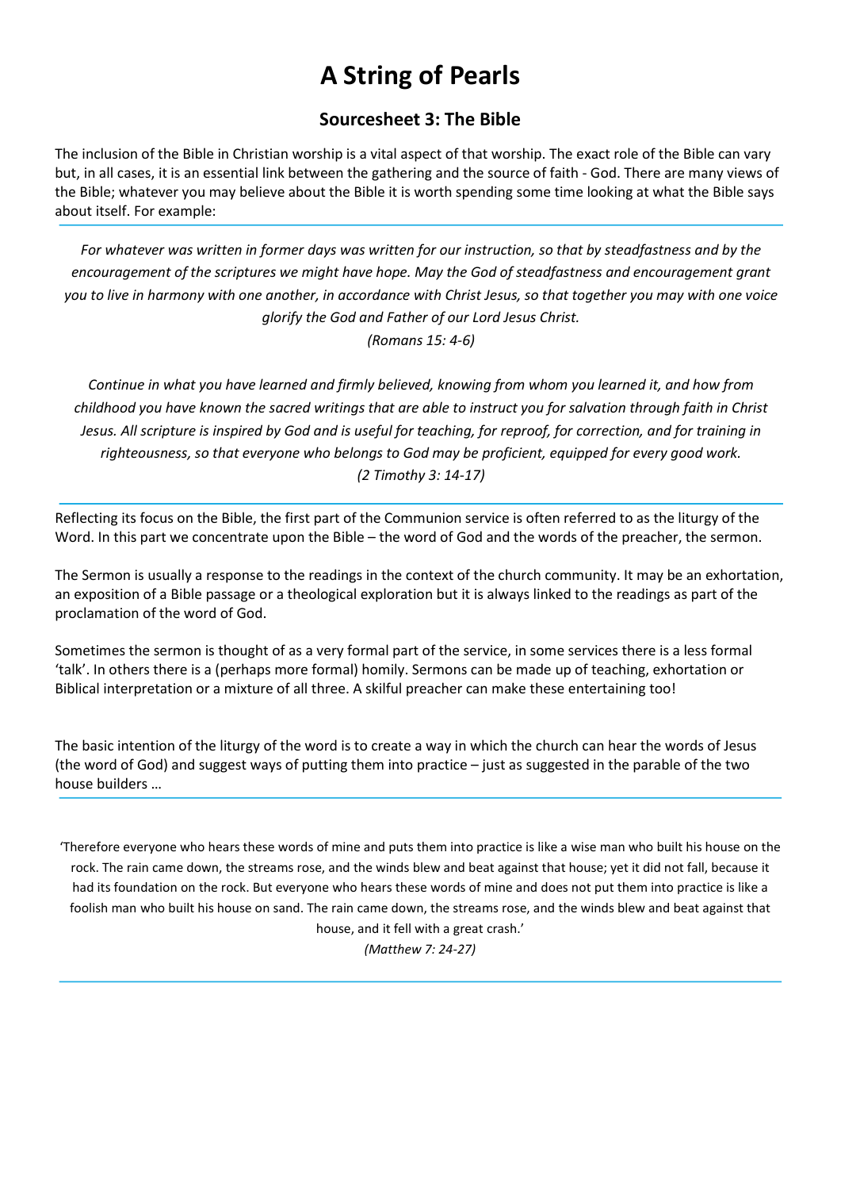# A String of Pearls

## Sourcesheet 3: The Bible

The inclusion of the Bible in Christian worship is a vital aspect of that worship. The exact role of the Bible can vary but, in all cases, it is an essential link between the gathering and the source of faith - God. There are many views of the Bible; whatever you may believe about the Bible it is worth spending some time looking at what the Bible says about itself. For example:

---

*For whatever was written in former days was written for our instruction, so that by steadfastness and by the encouragement of the scriptures we might have hope. May the God of steadfastness and encouragement grant you to live in harmony with one another, in accordance with Christ Jesus, so that together you may with one voice glorify the God and Father of our Lord Jesus Christ.*

*(Romans 15: 4-6)*

*Continue in what you have learned and firmly believed, knowing from whom you learned it, and how from childhood you have known the sacred writings that are able to instruct you for salvation through faith in Christ Jesus. All scripture is inspired by God and is useful for teaching, for reproof, for correction, and for training in righteousness, so that everyone who belongs to God may be proficient, equipped for every good work.*

*(2 Timothy 3: 14-17)*

---

Reflecting its focus on the Bible, the first part of the Communion service is often referred to as the liturgy of the Word. In this part we concentrate upon the Bible – the word of God and the words of the preacher, the sermon.

The Sermon is usually a response to the readings in the context of the church community. It may be an exhortation, an exposition of a Bible passage or a theological exploration but it is always linked to the readings as part of the proclamation of the word of God.

Sometimes the sermon is thought of as a very formal part of the service, in some services there is a less formal 'talk'. In others there is a (perhaps more formal) homily. Sermons can be made up of teaching, exhortation or Biblical interpretation or a mixture of all three. A skilful preacher can make these entertaining too!

The basic intention of the liturgy of the word is to create a way in which the church can hear the words of Jesus (the word of God) and suggest ways of putting them into practice – just as suggested in the parable of the two house builders …

---

'Therefore everyone who hears these words of mine and puts them into practice is like a wise man who built his house on the rock. The rain came down, the streams rose, and the winds blew and beat against that house; yet it did not fall, because it had its foundation on the rock. But everyone who hears these words of mine and does not put them into practice is like a foolish man who built his house on sand. The rain came down, the streams rose, and the winds blew and beat against that house, and it fell with a great crash.'

*(Matthew 7: 24-27)*

---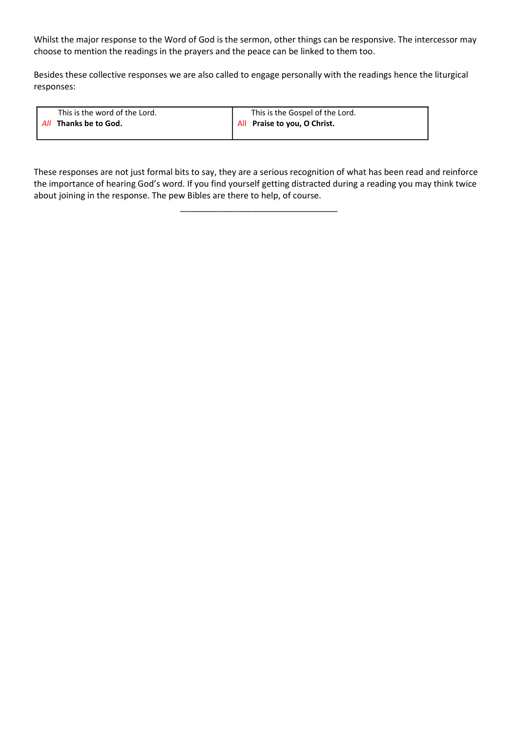Whilst the major response to the Word of God is the sermon, other things can be responsive. The intercessor may choose to mention the readings in the prayers and the peace can be linked to them too.

Besides these collective responses we are also called to engage personally with the readings hence the liturgical responses:

| This is the word of the Lord.<br>*All* **Thanks be to God.** | This is the Gospel of the Lord.<br>All **Praise to you, O Christ.** |
|---|---|

These responses are not just formal bits to say, they are a serious recognition of what has been read and reinforce the importance of hearing God's word. If you find yourself getting distracted during a reading you may think twice about joining in the response. The pew Bibles are there to help, of course.

---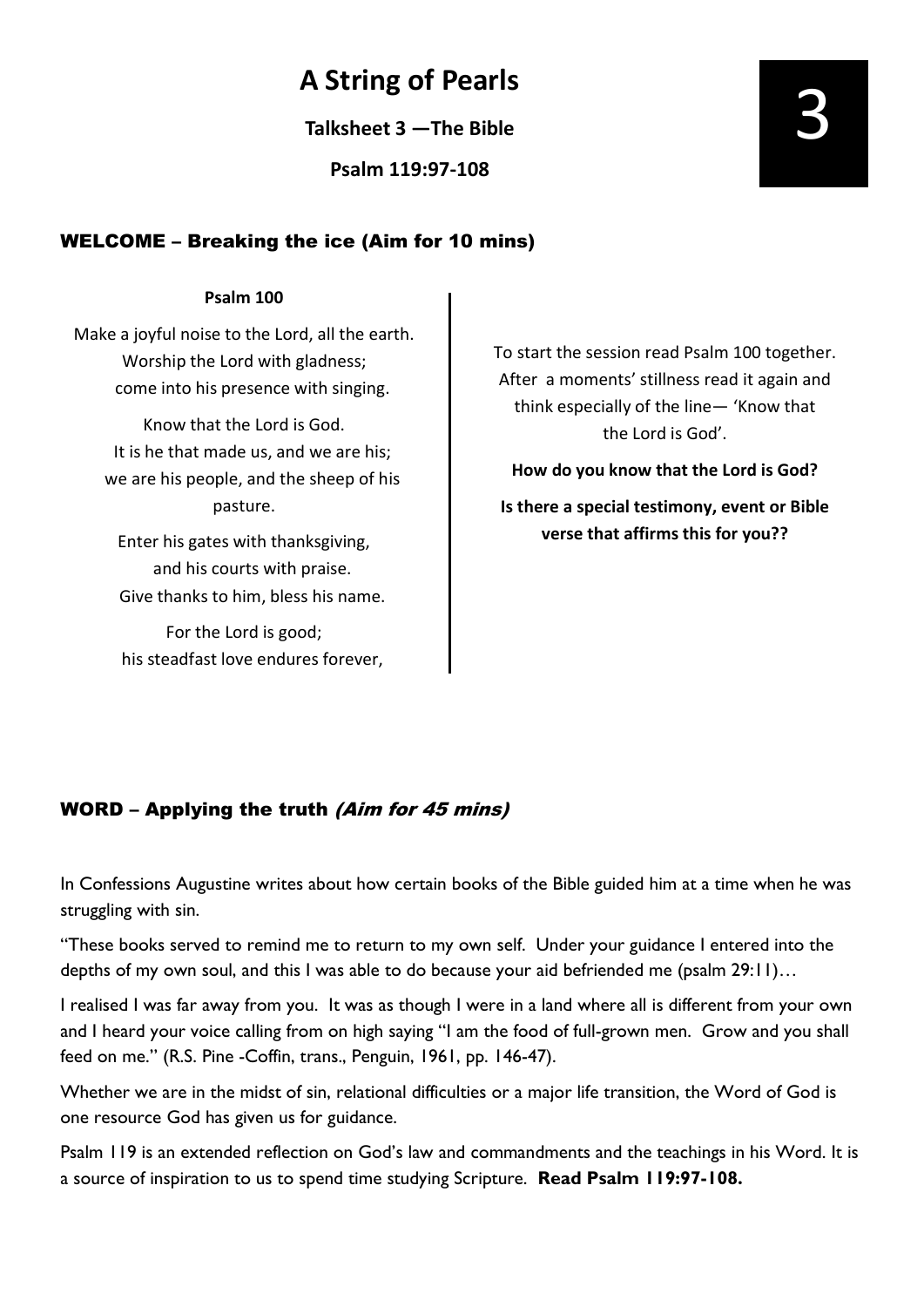# A String of Pearls

**Talksheet 3 —The Bible**

**Psalm 119:97-108**

3

## WELCOME – Breaking the ice (Aim for 10 mins)

**Psalm 100**

Make a joyful noise to the Lord, all the earth.
Worship the Lord with gladness;
come into his presence with singing.

Know that the Lord is God.
It is he that made us, and we are his;
we are his people, and the sheep of his pasture.

Enter his gates with thanksgiving,
and his courts with praise.
Give thanks to him, bless his name.

For the Lord is good;
his steadfast love endures forever,

To start the session read Psalm 100 together. After a moments' stillness read it again and think especially of the line— 'Know that the Lord is God'.

**How do you know that the Lord is God?**

**Is there a special testimony, event or Bible verse that affirms this for you??**

## WORD – Applying the truth *(Aim for 45 mins)*

In Confessions Augustine writes about how certain books of the Bible guided him at a time when he was struggling with sin.

"These books served to remind me to return to my own self. Under your guidance I entered into the depths of my own soul, and this I was able to do because your aid befriended me (psalm 29:11)…

I realised I was far away from you. It was as though I were in a land where all is different from your own and I heard your voice calling from on high saying "I am the food of full-grown men. Grow and you shall feed on me." (R.S. Pine -Coffin, trans., Penguin, 1961, pp. 146-47).

Whether we are in the midst of sin, relational difficulties or a major life transition, the Word of God is one resource God has given us for guidance.

Psalm 119 is an extended reflection on God's law and commandments and the teachings in his Word. It is a source of inspiration to us to spend time studying Scripture. **Read Psalm 119:97-108.**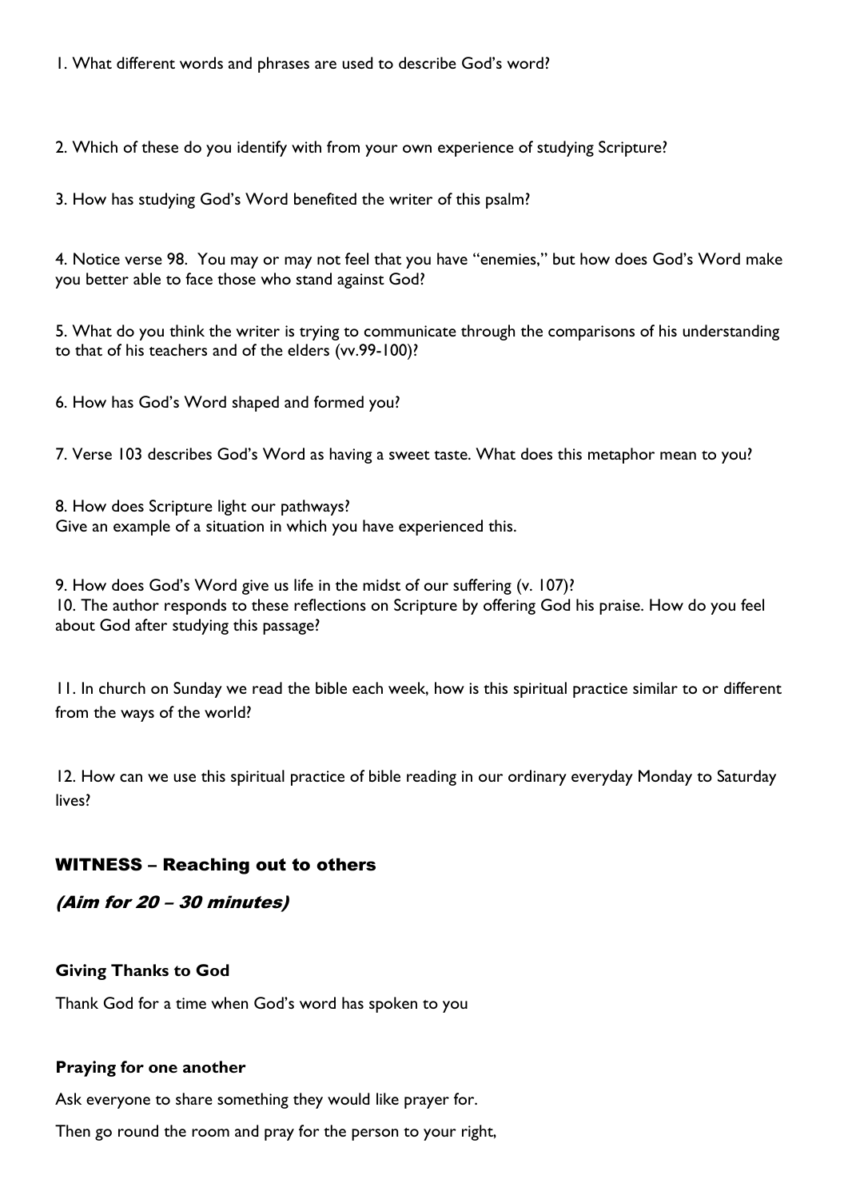1. What different words and phrases are used to describe God's word?

2. Which of these do you identify with from your own experience of studying Scripture?

3. How has studying God's Word benefited the writer of this psalm?

4. Notice verse 98. You may or may not feel that you have "enemies," but how does God's Word make you better able to face those who stand against God?

5. What do you think the writer is trying to communicate through the comparisons of his understanding to that of his teachers and of the elders (vv.99-100)?

6. How has God's Word shaped and formed you?

7. Verse 103 describes God's Word as having a sweet taste. What does this metaphor mean to you?

8. How does Scripture light our pathways?
Give an example of a situation in which you have experienced this.

9. How does God's Word give us life in the midst of our suffering (v. 107)?
10. The author responds to these reflections on Scripture by offering God his praise. How do you feel about God after studying this passage?

11. In church on Sunday we read the bible each week, how is this spiritual practice similar to or different from the ways of the world?

12. How can we use this spiritual practice of bible reading in our ordinary everyday Monday to Saturday lives?

## WITNESS – Reaching out to others

### *(Aim for 20 – 30 minutes)*

**Giving Thanks to God**

Thank God for a time when God's word has spoken to you

**Praying for one another**

Ask everyone to share something they would like prayer for.

Then go round the room and pray for the person to your right,